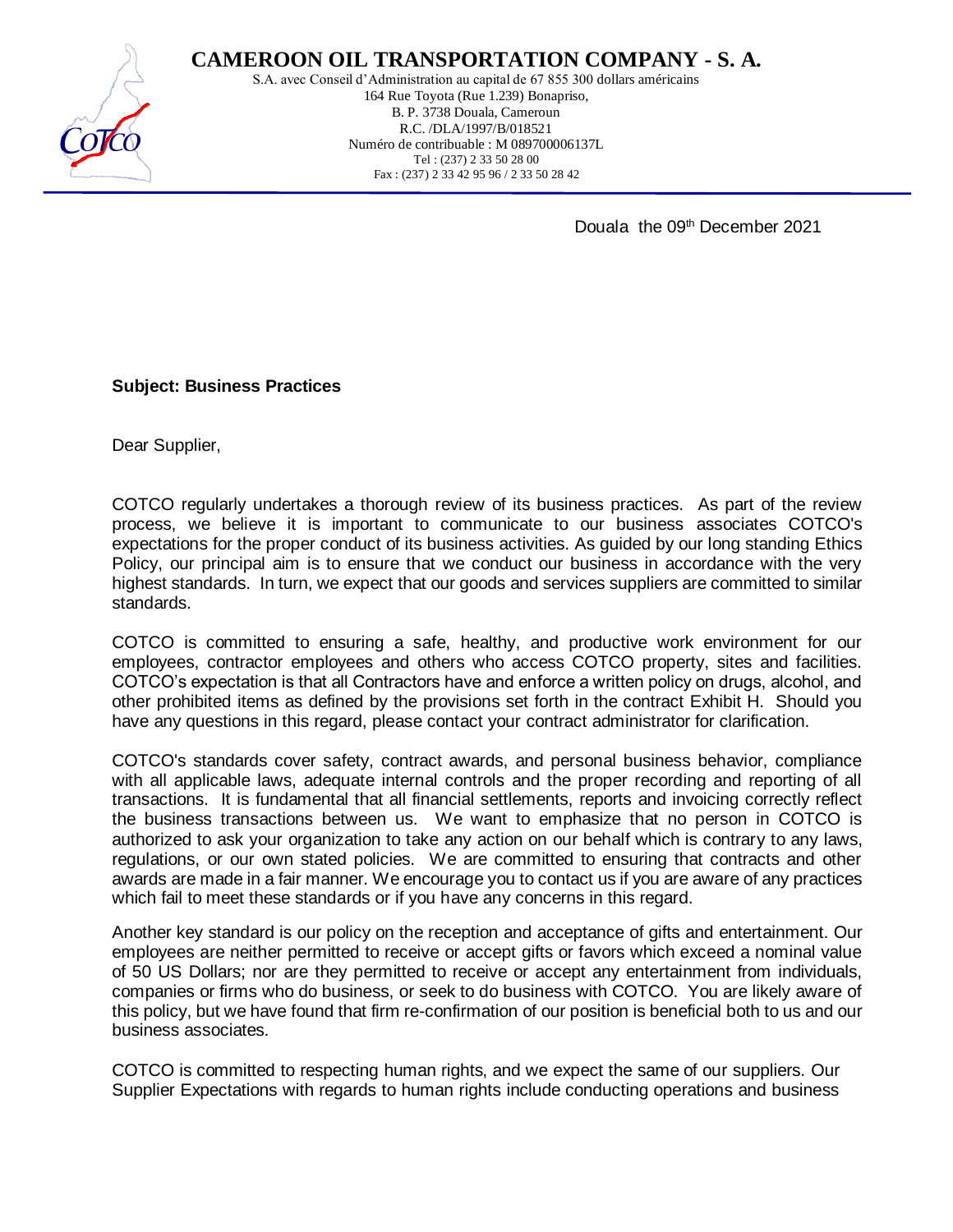# CAMEROON OIL TRANSPORTATION COMPANY - S. A.

S.A. avec Conseil d'Administration au capital de 67 855 300 dollars américains
164 Rue Toyota (Rue 1.239) Bonapriso,
B. P. 3738 Douala, Cameroun
R.C. /DLA/1997/B/018521
Numéro de contribuable : M 089700006137L
Tel : (237) 2 33 50 28 00
Fax : (237) 2 33 42 95 96 / 2 33 50 28 42

Douala the 09th December 2021

**Subject: Business Practices**

Dear Supplier,

COTCO regularly undertakes a thorough review of its business practices. As part of the review process, we believe it is important to communicate to our business associates COTCO's expectations for the proper conduct of its business activities. As guided by our long standing Ethics Policy, our principal aim is to ensure that we conduct our business in accordance with the very highest standards. In turn, we expect that our goods and services suppliers are committed to similar standards.

COTCO is committed to ensuring a safe, healthy, and productive work environment for our employees, contractor employees and others who access COTCO property, sites and facilities. COTCO's expectation is that all Contractors have and enforce a written policy on drugs, alcohol, and other prohibited items as defined by the provisions set forth in the contract Exhibit H. Should you have any questions in this regard, please contact your contract administrator for clarification.

COTCO's standards cover safety, contract awards, and personal business behavior, compliance with all applicable laws, adequate internal controls and the proper recording and reporting of all transactions. It is fundamental that all financial settlements, reports and invoicing correctly reflect the business transactions between us. We want to emphasize that no person in COTCO is authorized to ask your organization to take any action on our behalf which is contrary to any laws, regulations, or our own stated policies. We are committed to ensuring that contracts and other awards are made in a fair manner. We encourage you to contact us if you are aware of any practices which fail to meet these standards or if you have any concerns in this regard.

Another key standard is our policy on the reception and acceptance of gifts and entertainment. Our employees are neither permitted to receive or accept gifts or favors which exceed a nominal value of 50 US Dollars; nor are they permitted to receive or accept any entertainment from individuals, companies or firms who do business, or seek to do business with COTCO. You are likely aware of this policy, but we have found that firm re-confirmation of our position is beneficial both to us and our business associates.

COTCO is committed to respecting human rights, and we expect the same of our suppliers. Our Supplier Expectations with regards to human rights include conducting operations and business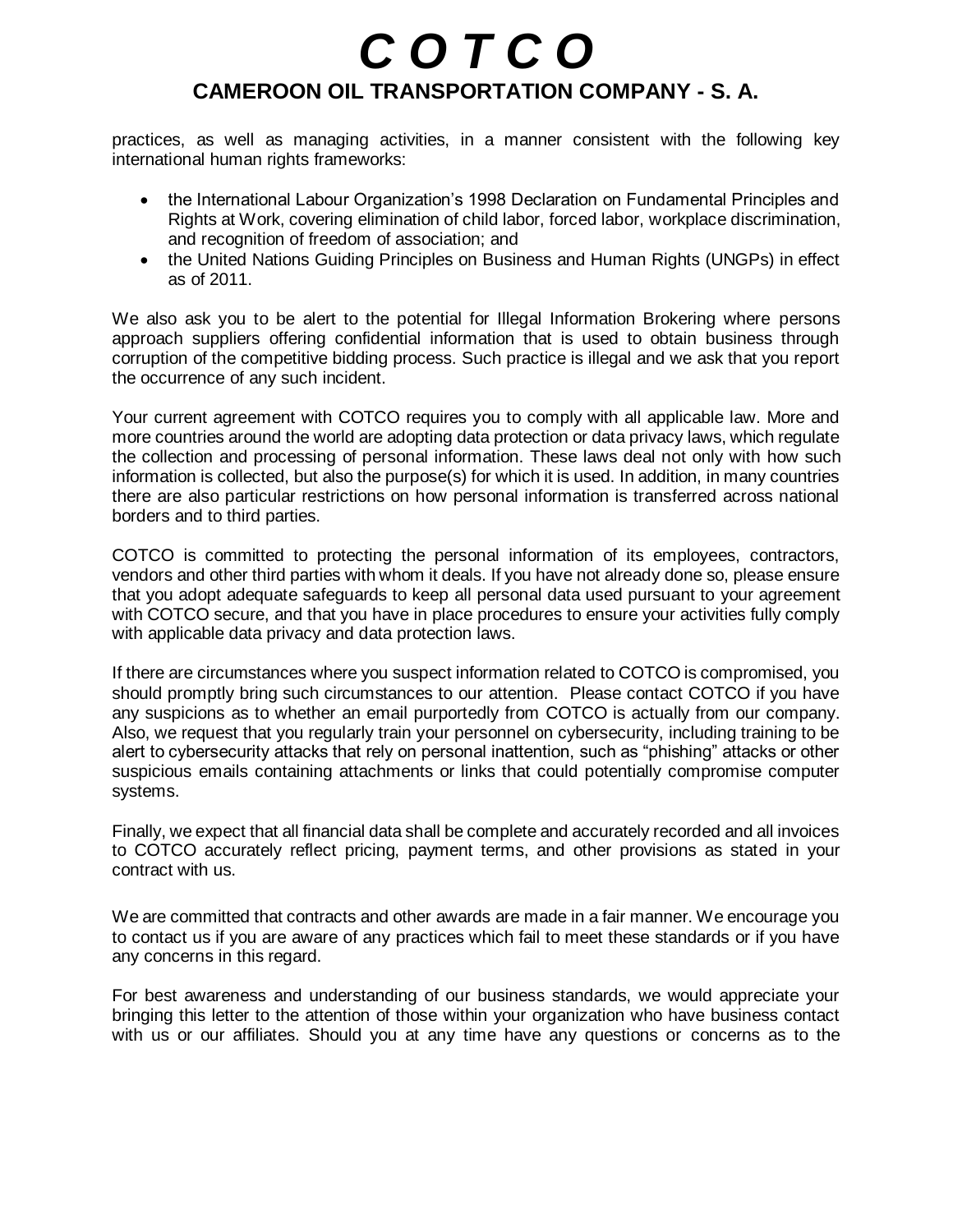practices, as well as managing activities, in a manner consistent with the following key international human rights frameworks:

- the International Labour Organization's 1998 Declaration on Fundamental Principles and Rights at Work, covering elimination of child labor, forced labor, workplace discrimination, and recognition of freedom of association; and
- the United Nations Guiding Principles on Business and Human Rights (UNGPs) in effect as of 2011.

We also ask you to be alert to the potential for Illegal Information Brokering where persons approach suppliers offering confidential information that is used to obtain business through corruption of the competitive bidding process. Such practice is illegal and we ask that you report the occurrence of any such incident.

Your current agreement with COTCO requires you to comply with all applicable law. More and more countries around the world are adopting data protection or data privacy laws, which regulate the collection and processing of personal information. These laws deal not only with how such information is collected, but also the purpose(s) for which it is used. In addition, in many countries there are also particular restrictions on how personal information is transferred across national borders and to third parties.

COTCO is committed to protecting the personal information of its employees, contractors, vendors and other third parties with whom it deals. If you have not already done so, please ensure that you adopt adequate safeguards to keep all personal data used pursuant to your agreement with COTCO secure, and that you have in place procedures to ensure your activities fully comply with applicable data privacy and data protection laws.

If there are circumstances where you suspect information related to COTCO is compromised, you should promptly bring such circumstances to our attention. Please contact COTCO if you have any suspicions as to whether an email purportedly from COTCO is actually from our company. Also, we request that you regularly train your personnel on cybersecurity, including training to be alert to cybersecurity attacks that rely on personal inattention, such as "phishing" attacks or other suspicious emails containing attachments or links that could potentially compromise computer systems.

Finally, we expect that all financial data shall be complete and accurately recorded and all invoices to COTCO accurately reflect pricing, payment terms, and other provisions as stated in your contract with us.

We are committed that contracts and other awards are made in a fair manner. We encourage you to contact us if you are aware of any practices which fail to meet these standards or if you have any concerns in this regard.

For best awareness and understanding of our business standards, we would appreciate your bringing this letter to the attention of those within your organization who have business contact with us or our affiliates. Should you at any time have any questions or concerns as to the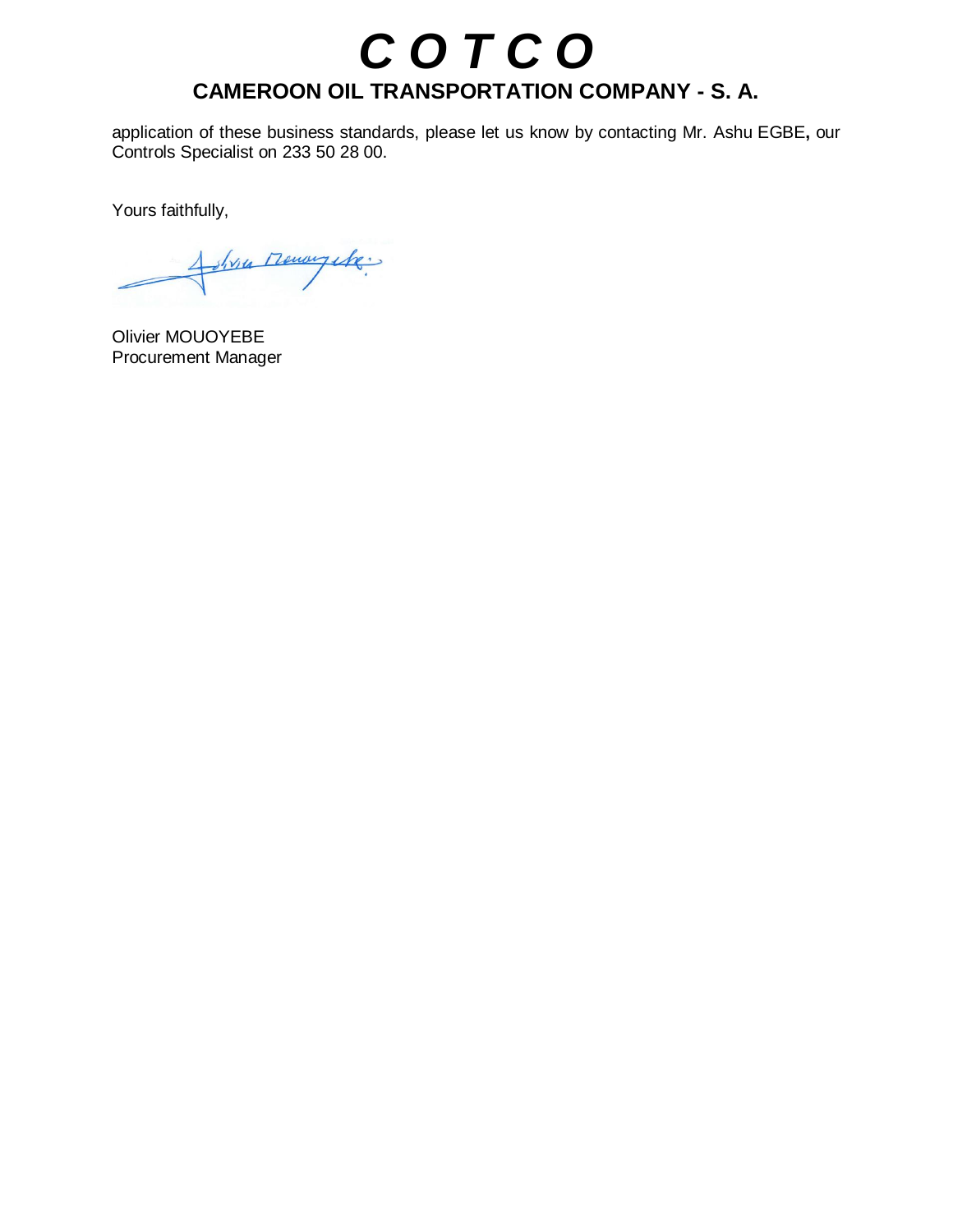application of these business standards, please let us know by contacting Mr. Ashu EGBE**,** our Controls Specialist on 233 50 28 00.

Yours faithfully,

Olivier MOUOYEBE
Procurement Manager